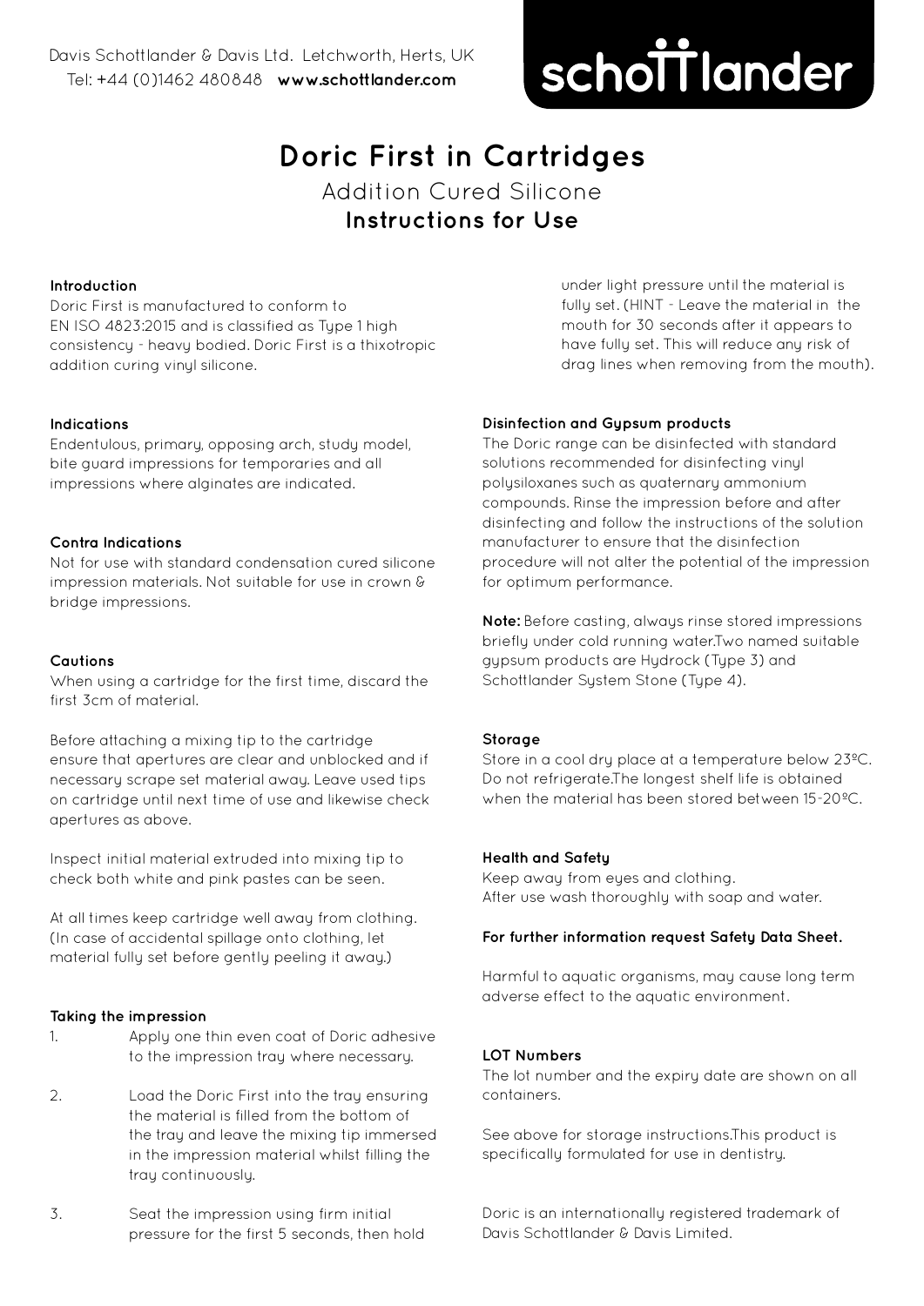Davis Schottlander & Davis Ltd. Letchworth, Herts, UK
Tel: +44 (0)1462 480848 **www.schottlander.com**

**schottlander**

# Doric First in Cartridges

## Addition Cured Silicone

## Instructions for Use

### Introduction

Doric First is manufactured to conform to EN ISO 4823:2015 and is classified as Type 1 high consistency - heavy bodied. Doric First is a thixotropic addition curing vinyl silicone.

### Indications

Endentulous, primary, opposing arch, study model, bite guard impressions for temporaries and all impressions where alginates are indicated.

### Contra Indications

Not for use with standard condensation cured silicone impression materials. Not suitable for use in crown & bridge impressions.

### Cautions

When using a cartridge for the first time, discard the first 3cm of material.

Before attaching a mixing tip to the cartridge ensure that apertures are clear and unblocked and if necessary scrape set material away. Leave used tips on cartridge until next time of use and likewise check apertures as above.

Inspect initial material extruded into mixing tip to check both white and pink pastes can be seen.

At all times keep cartridge well away from clothing. (In case of accidental spillage onto clothing, let material fully set before gently peeling it away.)

### Taking the impression

1. Apply one thin even coat of Doric adhesive to the impression tray where necessary.
2. Load the Doric First into the tray ensuring the material is filled from the bottom of the tray and leave the mixing tip immersed in the impression material whilst filling the tray continuously.
3. Seat the impression using firm initial pressure for the first 5 seconds, then hold under light pressure until the material is fully set. (HINT - Leave the material in the mouth for 30 seconds after it appears to have fully set. This will reduce any risk of drag lines when removing from the mouth).

### Disinfection and Gypsum products

The Doric range can be disinfected with standard solutions recommended for disinfecting vinyl polysiloxanes such as quaternary ammonium compounds. Rinse the impression before and after disinfecting and follow the instructions of the solution manufacturer to ensure that the disinfection procedure will not alter the potential of the impression for optimum performance.

**Note:** Before casting, always rinse stored impressions briefly under cold running water.Two named suitable gypsum products are Hydrock (Type 3) and Schottlander System Stone (Type 4).

### Storage

Store in a cool dry place at a temperature below 23ºC. Do not refrigerate.The longest shelf life is obtained when the material has been stored between 15-20ºC.

### Health and Safety

Keep away from eyes and clothing.
After use wash thoroughly with soap and water.

**For further information request Safety Data Sheet.**

Harmful to aquatic organisms, may cause long term adverse effect to the aquatic environment.

### LOT Numbers

The lot number and the expiry date are shown on all containers.

See above for storage instructions.This product is specifically formulated for use in dentistry.

Doric is an internationally registered trademark of Davis Schottlander & Davis Limited.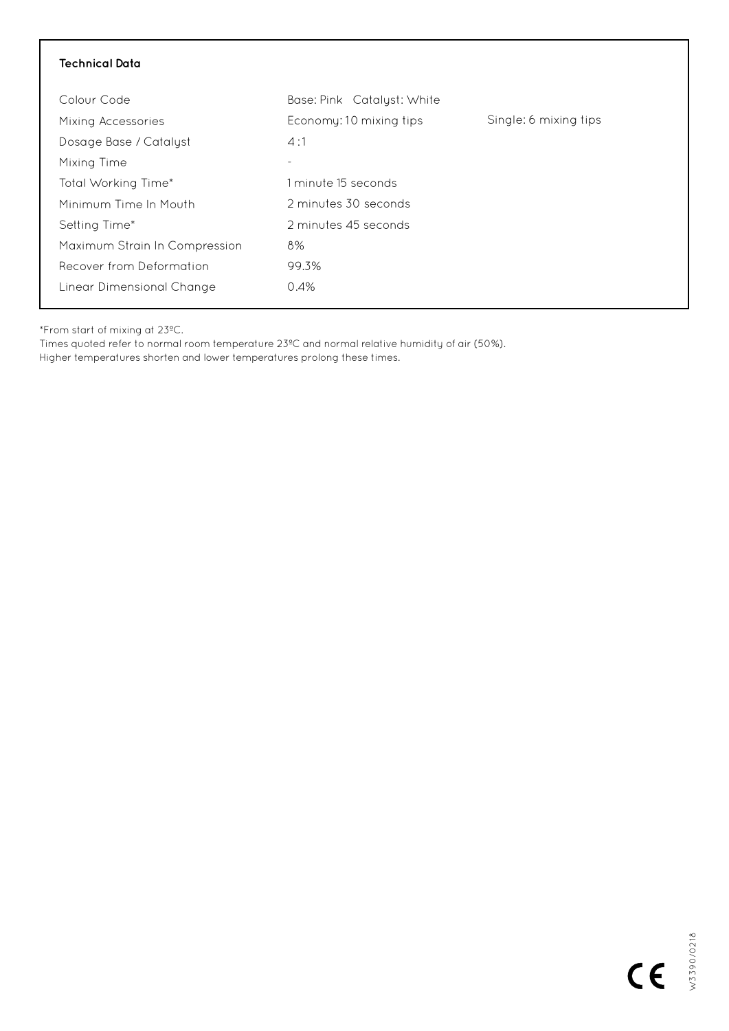### Technical Data

| | | |
|---|---|---|
| Colour Code | Base: Pink Catalyst: White | |
| Mixing Accessories | Economy: 10 mixing tips | Single: 6 mixing tips |
| Dosage Base / Catalyst | 4:1 | |
| Mixing Time | - | |
| Total Working Time* | 1 minute 15 seconds | |
| Minimum Time In Mouth | 2 minutes 30 seconds | |
| Setting Time* | 2 minutes 45 seconds | |
| Maximum Strain In Compression | 8% | |
| Recover from Deformation | 99.3% | |
| Linear Dimensional Change | 0.4% | |

*From start of mixing at 23ºC.

Times quoted refer to normal room temperature 23ºC and normal relative humidity of air (50%).

Higher temperatures shorten and lower temperatures prolong these times.

CE

W3390/0218